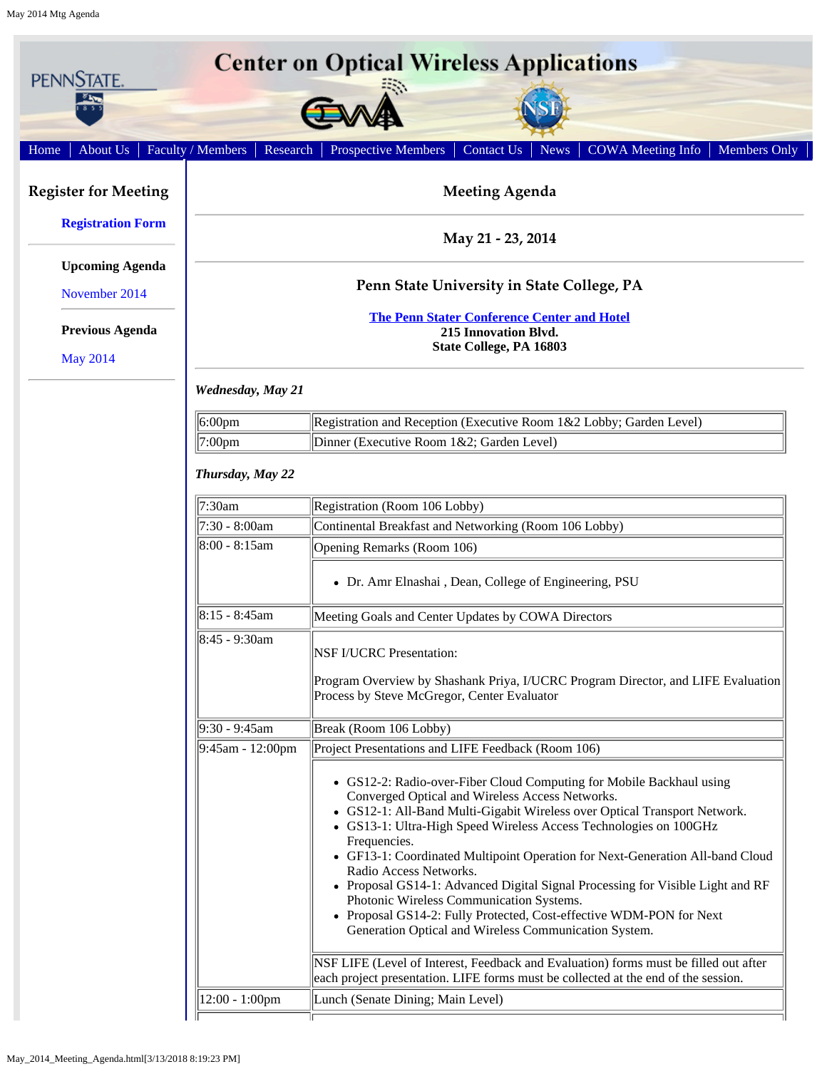# Center on Optical Wireless Applications

Home | About Us | Faculty / Members | Research | Prospective Members | Contact Us | News | COWA Meeting Info | Members Only

## Register for Meeting

**Registration Form**

**Upcoming Agenda**

November 2014

**Previous Agenda**

May 2014

## Meeting Agenda

### May 21 - 23, 2014

### Penn State University in State College, PA

**The Penn Stater Conference Center and Hotel**
**215 Innovation Blvd.**
**State College, PA 16803**

***Wednesday, May 21***

| | |
|---|---|
| 6:00pm | Registration and Reception (Executive Room 1&2 Lobby; Garden Level) |
| 7:00pm | Dinner (Executive Room 1&2; Garden Level) |

***Thursday, May 22***

| | |
|---|---|
| 7:30am | Registration (Room 106 Lobby) |
| 7:30 - 8:00am | Continental Breakfast and Networking (Room 106 Lobby) |
| 8:00 - 8:15am | Opening Remarks (Room 106)<br>• Dr. Amr Elnashai , Dean, College of Engineering, PSU |
| 8:15 - 8:45am | Meeting Goals and Center Updates by COWA Directors |
| 8:45 - 9:30am | NSF I/UCRC Presentation:<br>Program Overview by Shashank Priya, I/UCRC Program Director, and LIFE Evaluation Process by Steve McGregor, Center Evaluator |
| 9:30 - 9:45am | Break (Room 106 Lobby) |
| 9:45am - 12:00pm | Project Presentations and LIFE Feedback (Room 106)<br>• GS12-2: Radio-over-Fiber Cloud Computing for Mobile Backhaul using Converged Optical and Wireless Access Networks.<br>• GS12-1: All-Band Multi-Gigabit Wireless over Optical Transport Network.<br>• GS13-1: Ultra-High Speed Wireless Access Technologies on 100GHz Frequencies.<br>• GF13-1: Coordinated Multipoint Operation for Next-Generation All-band Cloud Radio Access Networks.<br>• Proposal GS14-1: Advanced Digital Signal Processing for Visible Light and RF Photonic Wireless Communication Systems.<br>• Proposal GS14-2: Fully Protected, Cost-effective WDM-PON for Next Generation Optical and Wireless Communication System.<br>NSF LIFE (Level of Interest, Feedback and Evaluation) forms must be filled out after each project presentation. LIFE forms must be collected at the end of the session. |
| 12:00 - 1:00pm | Lunch (Senate Dining; Main Level) |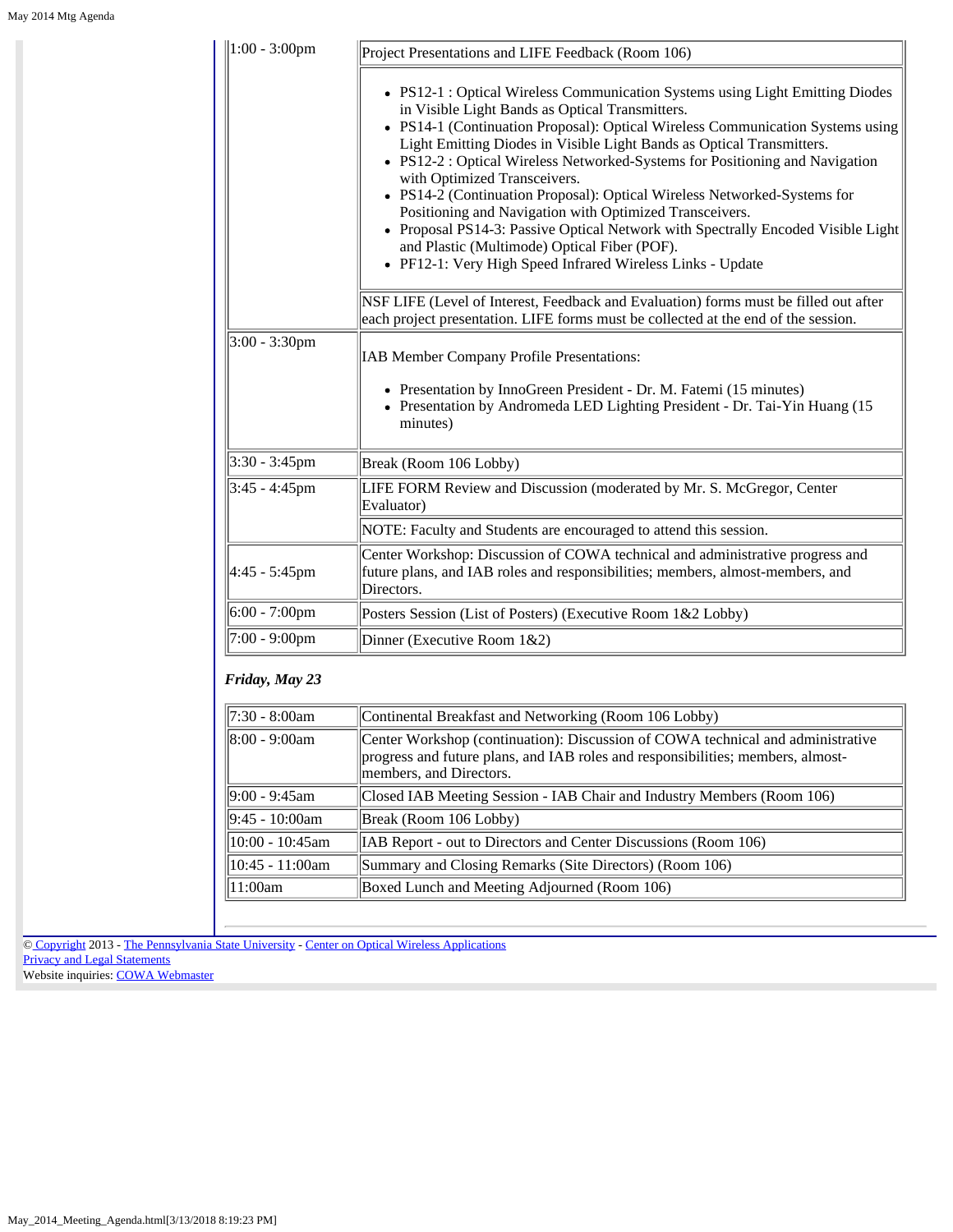| | |
|---|---|
| 1:00 - 3:00pm | Project Presentations and LIFE Feedback (Room 106) |
| | • PS12-1 : Optical Wireless Communication Systems using Light Emitting Diodes in Visible Light Bands as Optical Transmitters.<br>• PS14-1 (Continuation Proposal): Optical Wireless Communication Systems using Light Emitting Diodes in Visible Light Bands as Optical Transmitters.<br>• PS12-2 : Optical Wireless Networked-Systems for Positioning and Navigation with Optimized Transceivers.<br>• PS14-2 (Continuation Proposal): Optical Wireless Networked-Systems for Positioning and Navigation with Optimized Transceivers.<br>• Proposal PS14-3: Passive Optical Network with Spectrally Encoded Visible Light and Plastic (Multimode) Optical Fiber (POF).<br>• PF12-1: Very High Speed Infrared Wireless Links - Update |
| | NSF LIFE (Level of Interest, Feedback and Evaluation) forms must be filled out after each project presentation. LIFE forms must be collected at the end of the session. |
| 3:00 - 3:30pm | IAB Member Company Profile Presentations:<br>• Presentation by InnoGreen President - Dr. M. Fatemi (15 minutes)<br>• Presentation by Andromeda LED Lighting President - Dr. Tai-Yin Huang (15 minutes) |
| 3:30 - 3:45pm | Break (Room 106 Lobby) |
| 3:45 - 4:45pm | LIFE FORM Review and Discussion (moderated by Mr. S. McGregor, Center Evaluator) |
| | NOTE: Faculty and Students are encouraged to attend this session. |
| 4:45 - 5:45pm | Center Workshop: Discussion of COWA technical and administrative progress and future plans, and IAB roles and responsibilities; members, almost-members, and Directors. |
| 6:00 - 7:00pm | Posters Session (List of Posters) (Executive Room 1&2 Lobby) |
| 7:00 - 9:00pm | Dinner (Executive Room 1&2) |

***Friday, May 23***

| | |
|---|---|
| 7:30 - 8:00am | Continental Breakfast and Networking (Room 106 Lobby) |
| 8:00 - 9:00am | Center Workshop (continuation): Discussion of COWA technical and administrative progress and future plans, and IAB roles and responsibilities; members, almost-members, and Directors. |
| 9:00 - 9:45am | Closed IAB Meeting Session - IAB Chair and Industry Members (Room 106) |
| 9:45 - 10:00am | Break (Room 106 Lobby) |
| 10:00 - 10:45am | IAB Report - out to Directors and Center Discussions (Room 106) |
| 10:45 - 11:00am | Summary and Closing Remarks (Site Directors) (Room 106) |
| 11:00am | Boxed Lunch and Meeting Adjourned (Room 106) |

© Copyright 2013 - The Pennsylvania State University - Center on Optical Wireless Applications
Privacy and Legal Statements
Website inquiries: COWA Webmaster